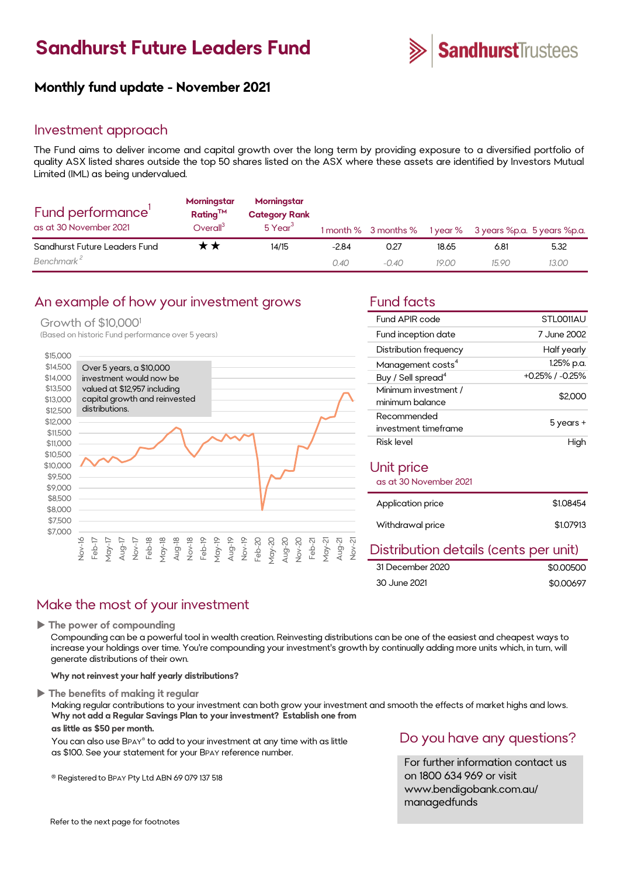# Sandhurst Future Leaders Fund

Sandhurst Trustees

## Monthly fund update - November 2021

## Investment approach

The Fund aims to deliver income and capital growth over the long term by providing exposure to a diversified portfolio of quality ASX listed shares outside the top 50 shares listed on the ASX where these assets are identified by Investors Mutual Limited (IML) as being undervalued.

| Fund performance[1] as at 30 November 2021 | Morningstar Rating™ Overall[3] | Morningstar Category Rank 5 Year[3] | 1 month % | 3 months % | 1 year % | 3 years %p.a. | 5 years %p.a. |
|---|---|---|---|---|---|---|---|
| Sandhurst Future Leaders Fund | ★★ | 14/15 | -2.84 | 0.27 | 18.65 | 6.81 | 5.32 |
| *Benchmark*[2] | | | *0.40* | *-0.40* | *19.00* | *15.90* | *13.00* |

## An example of how your investment grows

Growth of $10,000[1]

(Based on historic Fund performance over 5 years)

Over 5 years, a $10,000 investment would now be valued at $12,957 including capital growth and reinvested distributions.

## Fund facts

| | |
|---|---|
| Fund APIR code | STL0011AU |
| Fund inception date | 7 June 2002 |
| Distribution frequency | Half yearly |
| Management costs[4] | 1.25% p.a. |
| Buy / Sell spread[4] | +0.25% / -0.25% |
| Minimum investment / minimum balance | $2,000 |
| Recommended investment timeframe | 5 years + |
| Risk level | High |

## Unit price

as at 30 November 2021

| | |
|---|---|
| Application price | $1.08454 |
| Withdrawal price | $1.07913 |

## Distribution details (cents per unit)

| | |
|---|---|
| 31 December 2020 | $0.00500 |
| 30 June 2021 | $0.00697 |

## Make the most of your investment

▶ **The power of compounding**

Compounding can be a powerful tool in wealth creation. Reinvesting distributions can be one of the easiest and cheapest ways to increase your holdings over time. You're compounding your investment's growth by continually adding more units which, in turn, will generate distributions of their own.

**Why not reinvest your half yearly distributions?**

▶ **The benefits of making it regular**

Making regular contributions to your investment can both grow your investment and smooth the effects of market highs and lows. **Why not add a Regular Savings Plan to your investment? Establish one from as little as $50 per month.**

You can also use BPAY® to add to your investment at any time with as little as $100. See your statement for your BPAY reference number.

® Registered to BPAY Pty Ltd ABN 69 079 137 518

## Do you have any questions?

For further information contact us on 1800 634 969 or visit www.bendigobank.com.au/managedfunds

Refer to the next page for footnotes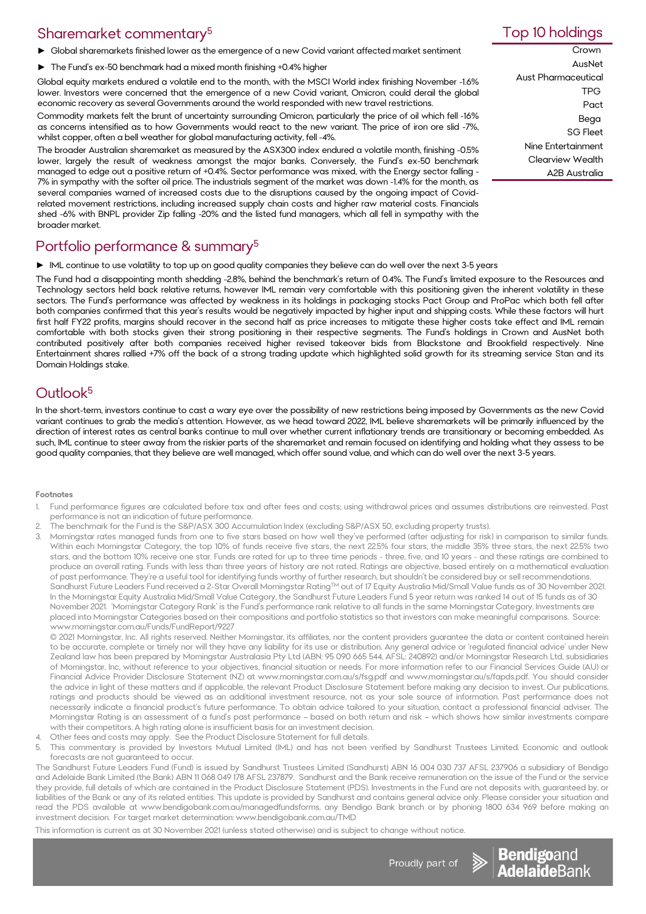## Sharemarket commentary[5]

- Global sharemarkets finished lower as the emergence of a new Covid variant affected market sentiment
- The Fund's ex-50 benchmark had a mixed month finishing +0.4% higher

Global equity markets endured a volatile end to the month, with the MSCI World index finishing November -1.6% lower. Investors were concerned that the emergence of a new Covid variant, Omicron, could derail the global economic recovery as several Governments around the world responded with new travel restrictions.

Commodity markets felt the brunt of uncertainty surrounding Omicron, particularly the price of oil which fell -16% as concerns intensified as to how Governments would react to the new variant. The price of iron ore slid -7%, whilst copper, often a bell weather for global manufacturing activity, fell -4%.

The broader Australian sharemarket as measured by the ASX300 index endured a volatile month, finishing -0.5% lower, largely the result of weakness amongst the major banks. Conversely, the Fund's ex-50 benchmark managed to edge out a positive return of +0.4%. Sector performance was mixed, with the Energy sector falling -7% in sympathy with the softer oil price. The industrials segment of the market was down -1.4% for the month, as several companies warned of increased costs due to the disruptions caused by the ongoing impact of Covid-related movement restrictions, including increased supply chain costs and higher raw material costs. Financials shed -6% with BNPL provider Zip falling -20% and the listed fund managers, which all fell in sympathy with the broader market.

## Top 10 holdings

| |
|---|
| Crown |
| AusNet |
| Aust Pharmaceutical |
| TPG |
| Pact |
| Bega |
| SG Fleet |
| Nine Entertainment |
| Clearview Wealth |
| A2B Australia |

## Portfolio performance & summary[5]

- IML continue to use volatility to top up on good quality companies they believe can do well over the next 3-5 years

The Fund had a disappointing month shedding -2.8%, behind the benchmark's return of 0.4%. The Fund's limited exposure to the Resources and Technology sectors held back relative returns, however IML remain very comfortable with this positioning given the inherent volatility in these sectors. The Fund's performance was affected by weakness in its holdings in packaging stocks Pact Group and ProPac which both fell after both companies confirmed that this year's results would be negatively impacted by higher input and shipping costs. While these factors will hurt first half FY22 profits, margins should recover in the second half as price increases to mitigate these higher costs take effect and IML remain comfortable with both stocks given their strong positioning in their respective segments. The Fund's holdings in Crown and AusNet both contributed positively after both companies received higher revised takeover bids from Blackstone and Brookfield respectively. Nine Entertainment shares rallied +7% off the back of a strong trading update which highlighted solid growth for its streaming service Stan and its Domain Holdings stake.

## Outlook[5]

In the short-term, investors continue to cast a wary eye over the possibility of new restrictions being imposed by Governments as the new Covid variant continues to grab the media's attention. However, as we head toward 2022, IML believe sharemarkets will be primarily influenced by the direction of interest rates as central banks continue to mull over whether current inflationary trends are transitionary or becoming embedded. As such, IML continue to steer away from the riskier parts of the sharemarket and remain focused on identifying and holding what they assess to be good quality companies, that they believe are well managed, which offer sound value, and which can do well over the next 3-5 years.

#### Footnotes

1. Fund performance figures are calculated before tax and after fees and costs; using withdrawal prices and assumes distributions are reinvested. Past performance is not an indication of future performance.
2. The benchmark for the Fund is the S&P/ASX 300 Accumulation Index (excluding S&P/ASX 50, excluding property trusts).
3. Morningstar rates managed funds from one to five stars based on how well they've performed (after adjusting for risk) in comparison to similar funds. Within each Morningstar Category, the top 10% of funds receive five stars, the next 22.5% four stars, the middle 35% three stars, the next 22.5% two stars, and the bottom 10% receive one star. Funds are rated for up to three time periods - three, five, and 10 years - and these ratings are combined to produce an overall rating. Funds with less than three years of history are not rated. Ratings are objective, based entirely on a mathematical evaluation of past performance. They're a useful tool for identifying funds worthy of further research, but shouldn't be considered buy or sell recommendations. Sandhurst Future Leaders Fund received a 2-Star Overall Morningstar Rating™ out of 17 Equity Australia Mid/Small Value funds as of 30 November 2021. In the Morningstar Equity Australia Mid/Small Value Category, the Sandhurst Future Leaders Fund 5 year return was ranked 14 out of 15 funds as of 30 November 2021. 'Morningstar Category Rank' is the Fund's performance rank relative to all funds in the same Morningstar Category. Investments are placed into Morningstar Categories based on their compositions and portfolio statistics so that investors can make meaningful comparisons. Source: www.morningstar.com.au/Funds/FundReport/9227
   © 2021 Morningstar, Inc. All rights reserved. Neither Morningstar, its affiliates, nor the content providers guarantee the data or content contained herein to be accurate, complete or timely nor will they have any liability for its use or distribution. Any general advice or 'regulated financial advice' under New Zealand law has been prepared by Morningstar Australasia Pty Ltd (ABN: 95 090 665 544, AFSL: 240892) and/or Morningstar Research Ltd, subsidiaries of Morningstar, Inc, without reference to your objectives, financial situation or needs. For more information refer to our Financial Services Guide (AU) or Financial Advice Provider Disclosure Statement (NZ) at www.morningstar.com.au/s/fsg.pdf and www.morningstar.au/s/fapds.pdf. You should consider the advice in light of these matters and if applicable, the relevant Product Disclosure Statement before making any decision to invest. Our publications, ratings and products should be viewed as an additional investment resource, not as your sole source of information. Past performance does not necessarily indicate a financial product's future performance. To obtain advice tailored to your situation, contact a professional financial adviser. The Morningstar Rating is an assessment of a fund's past performance – based on both return and risk – which shows how similar investments compare with their competitors. A high rating alone is insufficient basis for an investment decision.
4. Other fees and costs may apply. See the Product Disclosure Statement for full details.
5. This commentary is provided by Investors Mutual Limited (IML) and has not been verified by Sandhurst Trustees Limited. Economic and outlook forecasts are not guaranteed to occur.

The Sandhurst Future Leaders Fund (Fund) is issued by Sandhurst Trustees Limited (Sandhurst) ABN 16 004 030 737 AFSL 237906 a subsidiary of Bendigo and Adelaide Bank Limited (the Bank) ABN 11 068 049 178 AFSL 237879. Sandhurst and the Bank receive remuneration on the issue of the Fund or the service they provide, full details of which are contained in the Product Disclosure Statement (PDS). Investments in the Fund are not deposits with, guaranteed by, or liabilities of the Bank or any of its related entities. This update is provided by Sandhurst and contains general advice only. Please consider your situation and read the PDS available at www.bendigobank.com.au/managedfundsforms, any Bendigo Bank branch or by phoning 1800 634 969 before making an investment decision. For target market determination: www.bendigobank.com.au/TMD

This information is current as at 30 November 2021 (unless stated otherwise) and is subject to change without notice.

Proudly part of Bendigo and Adelaide Bank